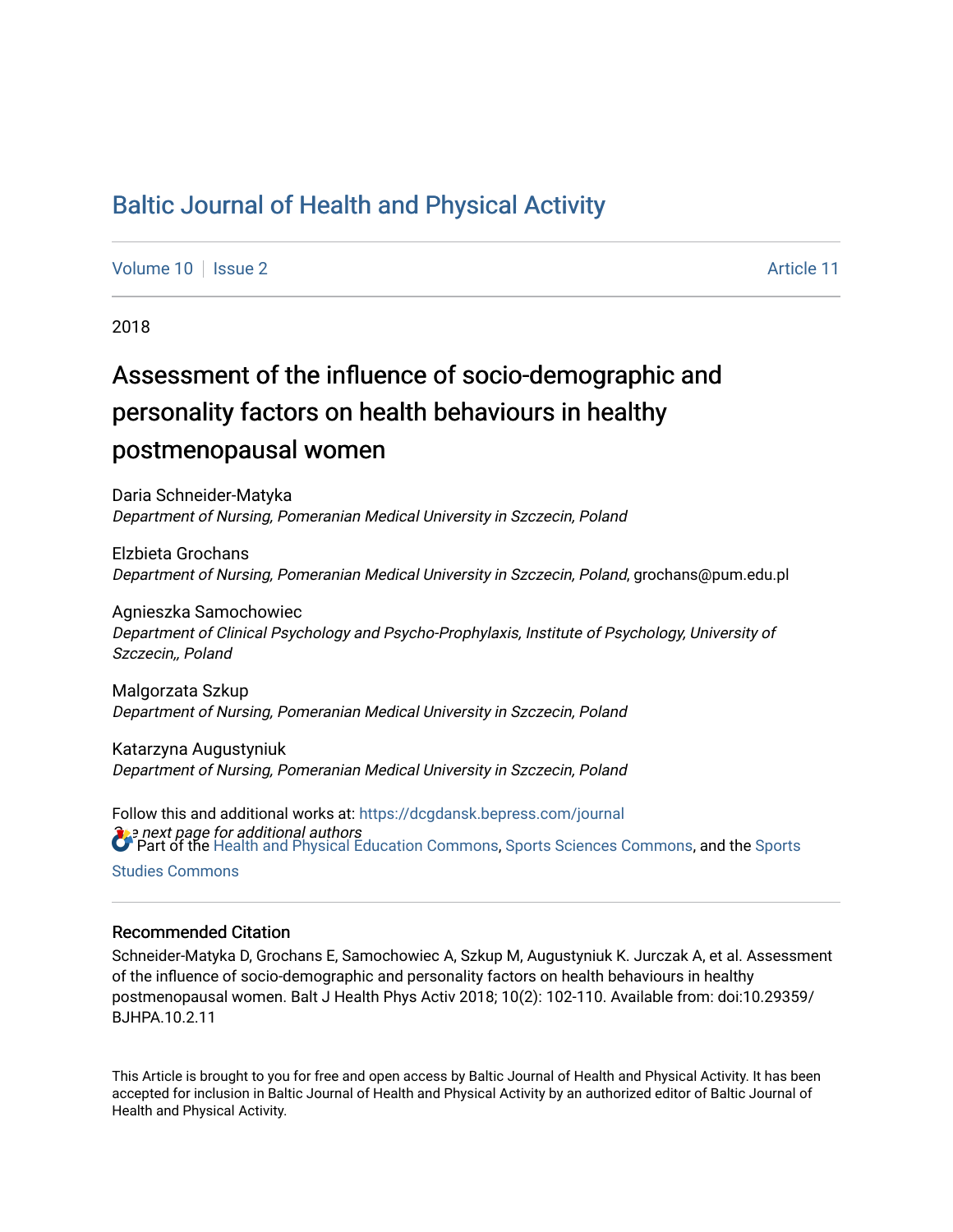# Baltic Journal of Health and Physical Activity

Volume 10 | Issue 2 | Article 11

2018

## Assessment of the influence of socio-demographic and personality factors on health behaviours in healthy postmenopausal women

Daria Schneider-Matyka
*Department of Nursing, Pomeranian Medical University in Szczecin, Poland*

Elzbieta Grochans
*Department of Nursing, Pomeranian Medical University in Szczecin, Poland*, grochans@pum.edu.pl

Agnieszka Samochowiec
*Department of Clinical Psychology and Psycho-Prophylaxis, Institute of Psychology, University of Szczecin,, Poland*

Malgorzata Szkup
*Department of Nursing, Pomeranian Medical University in Szczecin, Poland*

Katarzyna Augustyniuk
*Department of Nursing, Pomeranian Medical University in Szczecin, Poland*

Follow this and additional works at: https://dcgdansk.bepress.com/journal

*See next page for additional authors*

Part of the Health and Physical Education Commons, Sports Sciences Commons, and the Sports Studies Commons

### Recommended Citation

Schneider-Matyka D, Grochans E, Samochowiec A, Szkup M, Augustyniuk K. Jurczak A, et al. Assessment of the influence of socio-demographic and personality factors on health behaviours in healthy postmenopausal women. Balt J Health Phys Activ 2018; 10(2): 102-110. Available from: doi:10.29359/BJHPA.10.2.11

This Article is brought to you for free and open access by Baltic Journal of Health and Physical Activity. It has been accepted for inclusion in Baltic Journal of Health and Physical Activity by an authorized editor of Baltic Journal of Health and Physical Activity.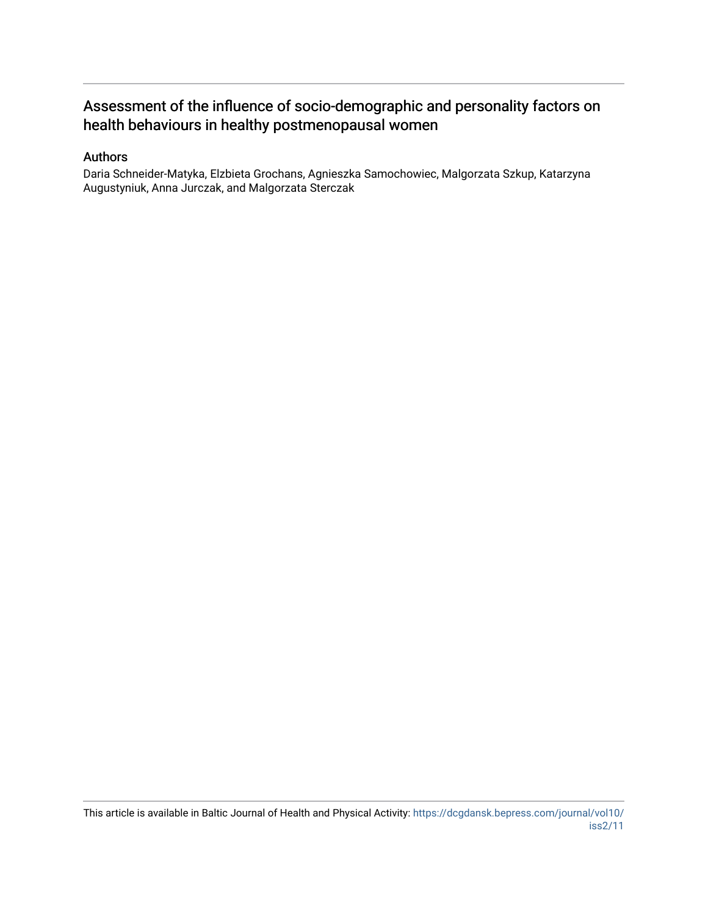# Assessment of the influence of socio-demographic and personality factors on health behaviours in healthy postmenopausal women

## Authors

Daria Schneider-Matyka, Elzbieta Grochans, Agnieszka Samochowiec, Malgorzata Szkup, Katarzyna Augustyniuk, Anna Jurczak, and Malgorzata Sterczak

This article is available in Baltic Journal of Health and Physical Activity: https://dcgdansk.bepress.com/journal/vol10/iss2/11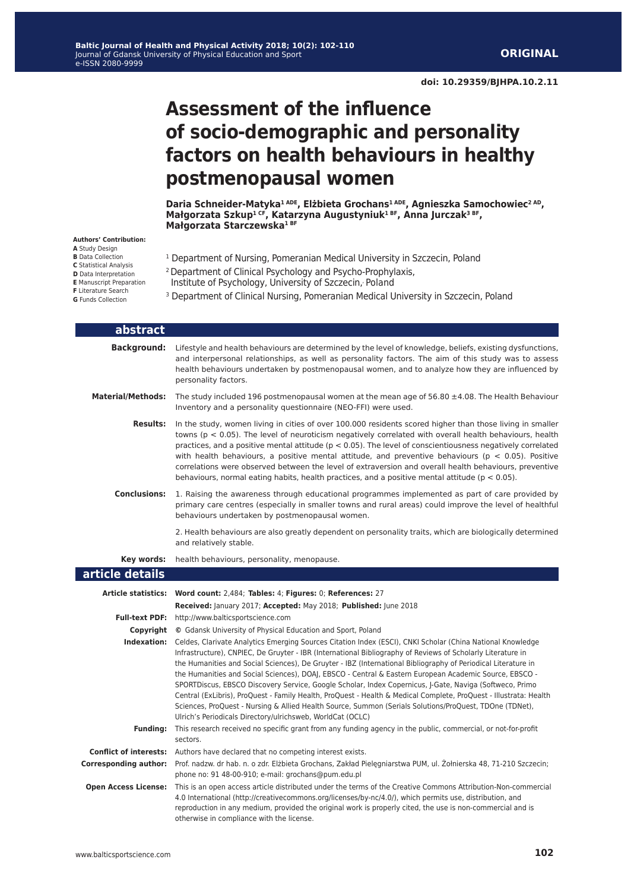**ORIGINAL**

**doi: 10.29359/BJHPA.10.2.11**

# Assessment of the influence of socio-demographic and personality factors on health behaviours in healthy postmenopausal women

**Daria Schneider-Matyka[1 ADE], Elżbieta Grochans[1 ADE], Agnieszka Samochowiec[2 AD], Małgorzata Szkup[1 CF], Katarzyna Augustyniuk[1 BF], Anna Jurczak[3 BF], Małgorzata Starczewska[1 BF]**

**Authors' Contribution:**
**A** Study Design
**B** Data Collection
**C** Statistical Analysis
**D** Data Interpretation
**E** Manuscript Preparation
**F** Literature Search
**G** Funds Collection

[1] Department of Nursing, Pomeranian Medical University in Szczecin, Poland
[2] Department of Clinical Psychology and Psycho-Prophylaxis, Institute of Psychology, University of Szczecin, Poland
[3] Department of Clinical Nursing, Pomeranian Medical University in Szczecin, Poland

## abstract

**Background:** Lifestyle and health behaviours are determined by the level of knowledge, beliefs, existing dysfunctions, and interpersonal relationships, as well as personality factors. The aim of this study was to assess health behaviours undertaken by postmenopausal women, and to analyze how they are influenced by personality factors.

**Material/Methods:** The study included 196 postmenopausal women at the mean age of 56.80 ±4.08. The Health Behaviour Inventory and a personality questionnaire (NEO-FFI) were used.

**Results:** In the study, women living in cities of over 100.000 residents scored higher than those living in smaller towns ($p < 0.05$). The level of neuroticism negatively correlated with overall health behaviours, health practices, and a positive mental attitude ($p < 0.05$). The level of conscientiousness negatively correlated with health behaviours, a positive mental attitude, and preventive behaviours ($p < 0.05$). Positive correlations were observed between the level of extraversion and overall health behaviours, preventive behaviours, normal eating habits, health practices, and a positive mental attitude ($p < 0.05$).

**Conclusions:** 1. Raising the awareness through educational programmes implemented as part of care provided by primary care centres (especially in smaller towns and rural areas) could improve the level of healthful behaviours undertaken by postmenopausal women.

2. Health behaviours are also greatly dependent on personality traits, which are biologically determined and relatively stable.

**Key words:** health behaviours, personality, menopause.

## article details

**Article statistics:** **Word count:** 2,484; **Tables:** 4; **Figures:** 0; **References:** 27
**Received:** January 2017; **Accepted:** May 2018; **Published:** June 2018

**Full-text PDF:** http://www.balticsportscience.com

**Copyright** © Gdansk University of Physical Education and Sport, Poland

**Indexation:** Celdes, Clarivate Analytics Emerging Sources Citation Index (ESCI), CNKI Scholar (China National Knowledge Infrastructure), CNPIEC, De Gruyter - IBR (International Bibliography of Reviews of Scholarly Literature in the Humanities and Social Sciences), De Gruyter - IBZ (International Bibliography of Periodical Literature in the Humanities and Social Sciences), DOAJ, EBSCO - Central & Eastern European Academic Source, EBSCO - SPORTDiscus, EBSCO Discovery Service, Google Scholar, Index Copernicus, J-Gate, Naviga (Softweco, Primo Central (ExLibris), ProQuest - Family Health, ProQuest - Health & Medical Complete, ProQuest - Illustrata: Health Sciences, ProQuest - Nursing & Allied Health Source, Summon (Serials Solutions/ProQuest, TDOne (TDNet), Ulrich's Periodicals Directory/ulrichsweb, WorldCat (OCLC)

**Funding:** This research received no specific grant from any funding agency in the public, commercial, or not-for-profit sectors.

**Conflict of interests:** Authors have declared that no competing interest exists.

**Corresponding author:** Prof. nadzw. dr hab. n. o zdr. Elżbieta Grochans, Zakład Pielęgniarstwa PUM, ul. Żołnierska 48, 71-210 Szczecin; phone no: 91 48-00-910; e-mail: grochans@pum.edu.pl

**Open Access License:** This is an open access article distributed under the terms of the Creative Commons Attribution-Non-commercial 4.0 International (http://creativecommons.org/licenses/by-nc/4.0/), which permits use, distribution, and reproduction in any medium, provided the original work is properly cited, the use is non-commercial and is otherwise in compliance with the license.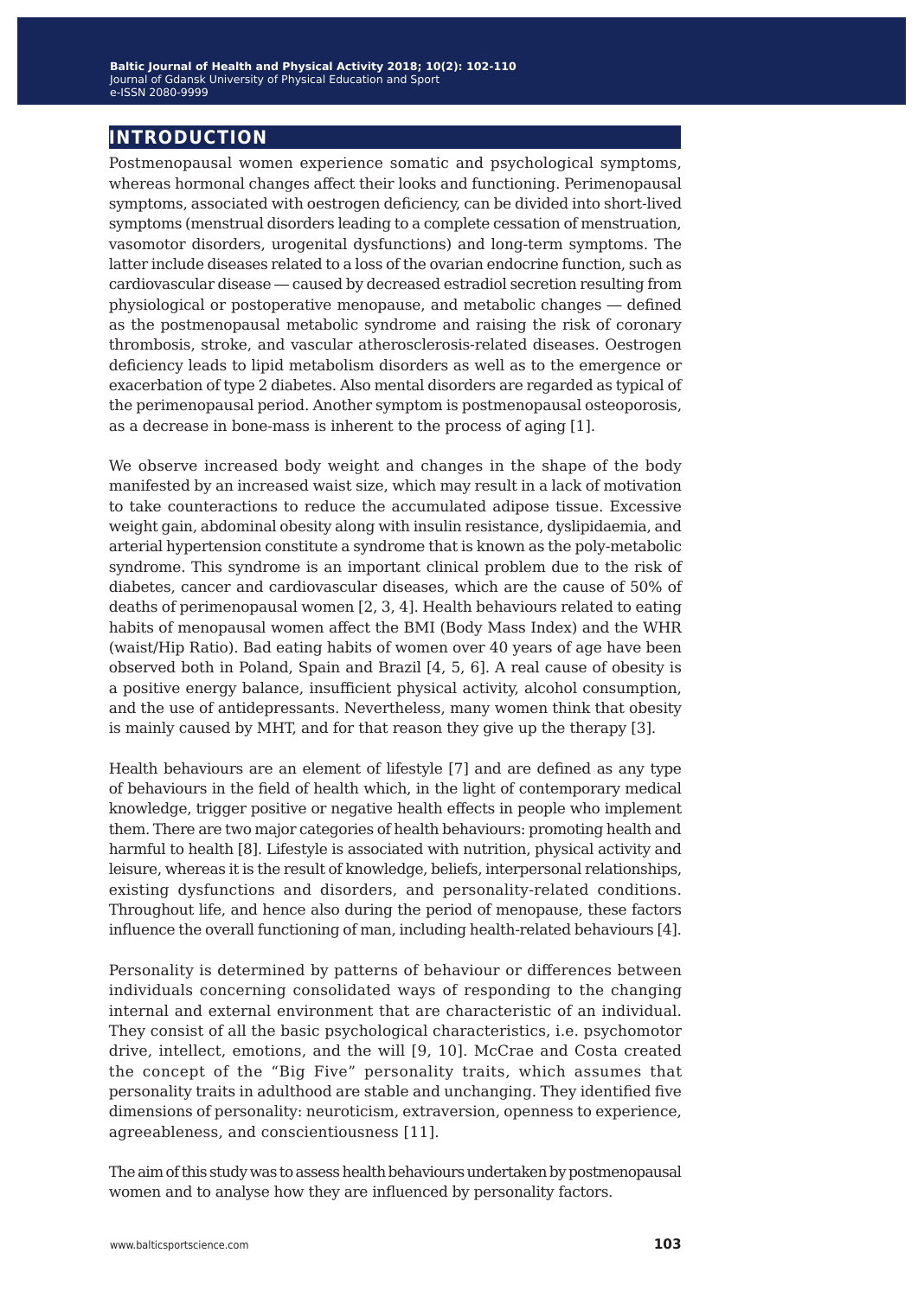## INTRODUCTION

Postmenopausal women experience somatic and psychological symptoms, whereas hormonal changes affect their looks and functioning. Perimenopausal symptoms, associated with oestrogen deficiency, can be divided into short-lived symptoms (menstrual disorders leading to a complete cessation of menstruation, vasomotor disorders, urogenital dysfunctions) and long-term symptoms. The latter include diseases related to a loss of the ovarian endocrine function, such as cardiovascular disease — caused by decreased estradiol secretion resulting from physiological or postoperative menopause, and metabolic changes — defined as the postmenopausal metabolic syndrome and raising the risk of coronary thrombosis, stroke, and vascular atherosclerosis-related diseases. Oestrogen deficiency leads to lipid metabolism disorders as well as to the emergence or exacerbation of type 2 diabetes. Also mental disorders are regarded as typical of the perimenopausal period. Another symptom is postmenopausal osteoporosis, as a decrease in bone-mass is inherent to the process of aging [1].

We observe increased body weight and changes in the shape of the body manifested by an increased waist size, which may result in a lack of motivation to take counteractions to reduce the accumulated adipose tissue. Excessive weight gain, abdominal obesity along with insulin resistance, dyslipidaemia, and arterial hypertension constitute a syndrome that is known as the poly-metabolic syndrome. This syndrome is an important clinical problem due to the risk of diabetes, cancer and cardiovascular diseases, which are the cause of 50% of deaths of perimenopausal women [2, 3, 4]. Health behaviours related to eating habits of menopausal women affect the BMI (Body Mass Index) and the WHR (waist/Hip Ratio). Bad eating habits of women over 40 years of age have been observed both in Poland, Spain and Brazil [4, 5, 6]. A real cause of obesity is a positive energy balance, insufficient physical activity, alcohol consumption, and the use of antidepressants. Nevertheless, many women think that obesity is mainly caused by MHT, and for that reason they give up the therapy [3].

Health behaviours are an element of lifestyle [7] and are defined as any type of behaviours in the field of health which, in the light of contemporary medical knowledge, trigger positive or negative health effects in people who implement them. There are two major categories of health behaviours: promoting health and harmful to health [8]. Lifestyle is associated with nutrition, physical activity and leisure, whereas it is the result of knowledge, beliefs, interpersonal relationships, existing dysfunctions and disorders, and personality-related conditions. Throughout life, and hence also during the period of menopause, these factors influence the overall functioning of man, including health-related behaviours [4].

Personality is determined by patterns of behaviour or differences between individuals concerning consolidated ways of responding to the changing internal and external environment that are characteristic of an individual. They consist of all the basic psychological characteristics, i.e. psychomotor drive, intellect, emotions, and the will [9, 10]. McCrae and Costa created the concept of the "Big Five" personality traits, which assumes that personality traits in adulthood are stable and unchanging. They identified five dimensions of personality: neuroticism, extraversion, openness to experience, agreeableness, and conscientiousness [11].

The aim of this study was to assess health behaviours undertaken by postmenopausal women and to analyse how they are influenced by personality factors.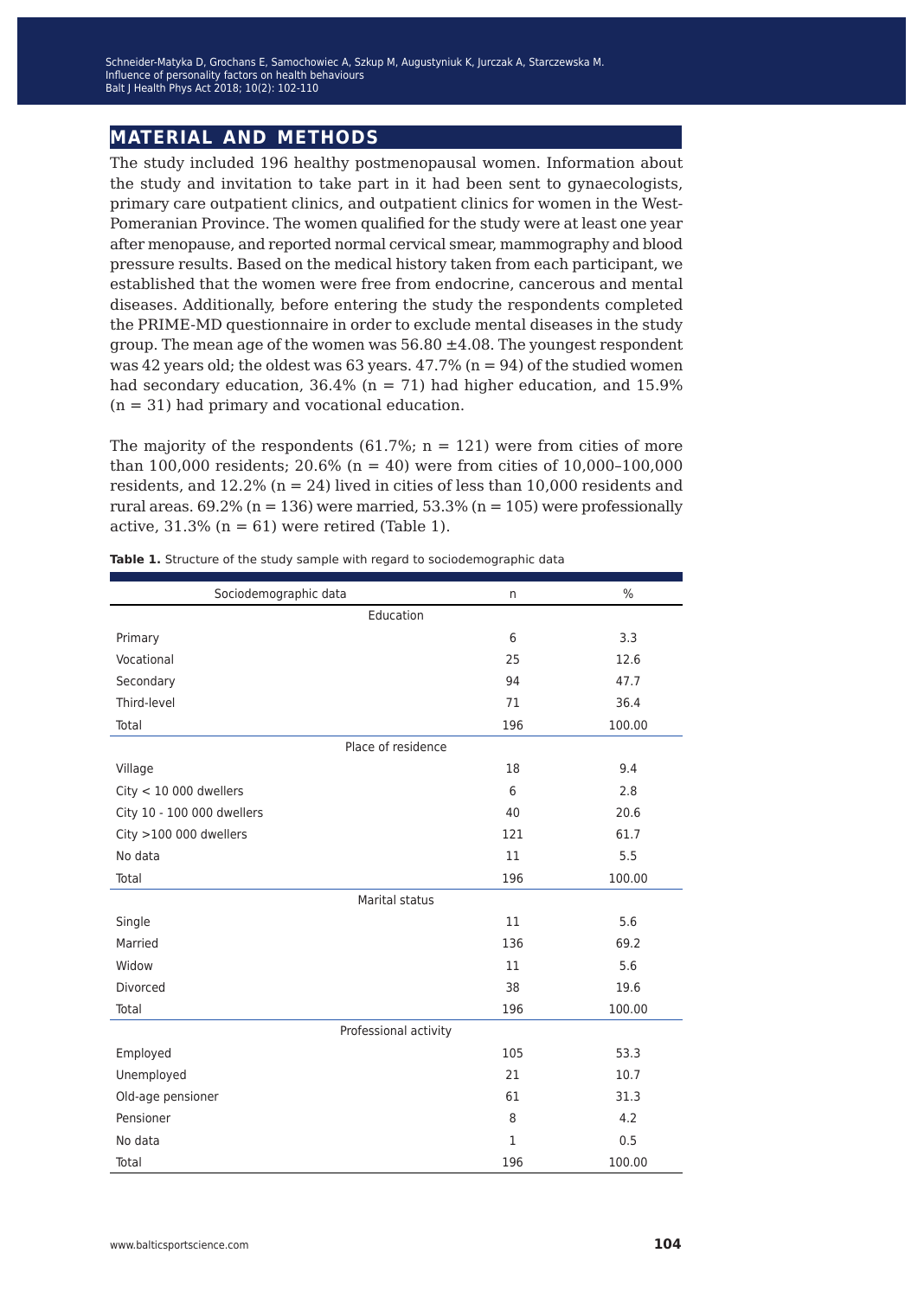## MATERIAL AND METHODS

The study included 196 healthy postmenopausal women. Information about the study and invitation to take part in it had been sent to gynaecologists, primary care outpatient clinics, and outpatient clinics for women in the West-Pomeranian Province. The women qualified for the study were at least one year after menopause, and reported normal cervical smear, mammography and blood pressure results. Based on the medical history taken from each participant, we established that the women were free from endocrine, cancerous and mental diseases. Additionally, before entering the study the respondents completed the PRIME-MD questionnaire in order to exclude mental diseases in the study group. The mean age of the women was 56.80 ±4.08. The youngest respondent was 42 years old; the oldest was 63 years. 47.7% (n = 94) of the studied women had secondary education, 36.4% (n = 71) had higher education, and 15.9% (n = 31) had primary and vocational education.

The majority of the respondents (61.7%; n = 121) were from cities of more than 100,000 residents; 20.6% (n = 40) were from cities of 10,000–100,000 residents, and 12.2% (n = 24) lived in cities of less than 10,000 residents and rural areas. 69.2% (n = 136) were married, 53.3% (n = 105) were professionally active, 31.3% (n = 61) were retired (Table 1).

**Table 1.** Structure of the study sample with regard to sociodemographic data

| Sociodemographic data | n | % |
|---|---|---|
| Education | | |
| Primary | 6 | 3.3 |
| Vocational | 25 | 12.6 |
| Secondary | 94 | 47.7 |
| Third-level | 71 | 36.4 |
| Total | 196 | 100.00 |
| Place of residence | | |
| Village | 18 | 9.4 |
| City < 10 000 dwellers | 6 | 2.8 |
| City 10 - 100 000 dwellers | 40 | 20.6 |
| City >100 000 dwellers | 121 | 61.7 |
| No data | 11 | 5.5 |
| Total | 196 | 100.00 |
| Marital status | | |
| Single | 11 | 5.6 |
| Married | 136 | 69.2 |
| Widow | 11 | 5.6 |
| Divorced | 38 | 19.6 |
| Total | 196 | 100.00 |
| Professional activity | | |
| Employed | 105 | 53.3 |
| Unemployed | 21 | 10.7 |
| Old-age pensioner | 61 | 31.3 |
| Pensioner | 8 | 4.2 |
| No data | 1 | 0.5 |
| Total | 196 | 100.00 |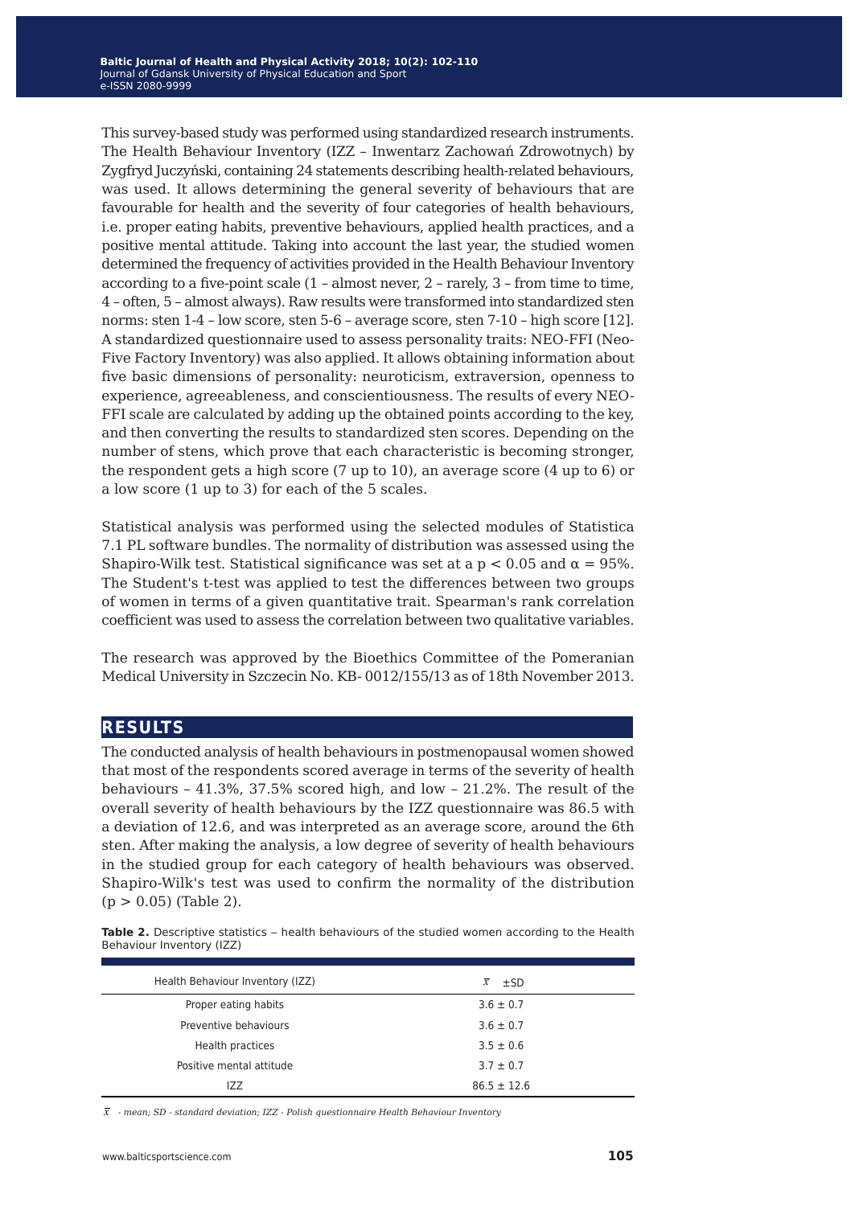This survey-based study was performed using standardized research instruments. The Health Behaviour Inventory (IZZ – Inwentarz Zachowań Zdrowotnych) by Zygfryd Juczyński, containing 24 statements describing health-related behaviours, was used. It allows determining the general severity of behaviours that are favourable for health and the severity of four categories of health behaviours, i.e. proper eating habits, preventive behaviours, applied health practices, and a positive mental attitude. Taking into account the last year, the studied women determined the frequency of activities provided in the Health Behaviour Inventory according to a five-point scale (1 – almost never, 2 – rarely, 3 – from time to time, 4 – often, 5 – almost always). Raw results were transformed into standardized sten norms: sten 1-4 – low score, sten 5-6 – average score, sten 7-10 – high score [12]. A standardized questionnaire used to assess personality traits: NEO-FFI (Neo-Five Factory Inventory) was also applied. It allows obtaining information about five basic dimensions of personality: neuroticism, extraversion, openness to experience, agreeableness, and conscientiousness. The results of every NEO-FFI scale are calculated by adding up the obtained points according to the key, and then converting the results to standardized sten scores. Depending on the number of stens, which prove that each characteristic is becoming stronger, the respondent gets a high score (7 up to 10), an average score (4 up to 6) or a low score (1 up to 3) for each of the 5 scales.

Statistical analysis was performed using the selected modules of Statistica 7.1 PL software bundles. The normality of distribution was assessed using the Shapiro-Wilk test. Statistical significance was set at a $p < 0.05$ and $\alpha = 95\%$. The Student's t-test was applied to test the differences between two groups of women in terms of a given quantitative trait. Spearman's rank correlation coefficient was used to assess the correlation between two qualitative variables.

The research was approved by the Bioethics Committee of the Pomeranian Medical University in Szczecin No. KB- 0012/155/13 as of 18th November 2013.

## RESULTS

The conducted analysis of health behaviours in postmenopausal women showed that most of the respondents scored average in terms of the severity of health behaviours – 41.3%, 37.5% scored high, and low – 21.2%. The result of the overall severity of health behaviours by the IZZ questionnaire was 86.5 with a deviation of 12.6, and was interpreted as an average score, around the 6th sten. After making the analysis, a low degree of severity of health behaviours in the studied group for each category of health behaviours was observed. Shapiro-Wilk's test was used to confirm the normality of the distribution ($p > 0.05$) (Table 2).

**Table 2.** Descriptive statistics – health behaviours of the studied women according to the Health Behaviour Inventory (IZZ)

| Health Behaviour Inventory (IZZ) | $\bar{x}$ ±SD |
|---|---|
| Proper eating habits | 3.6 ± 0.7 |
| Preventive behaviours | 3.6 ± 0.7 |
| Health practices | 3.5 ± 0.6 |
| Positive mental attitude | 3.7 ± 0.7 |
| IZZ | 86.5 ± 12.6 |

*$\bar{x}$ - mean; SD - standard deviation; IZZ - Polish questionnaire Health Behaviour Inventory*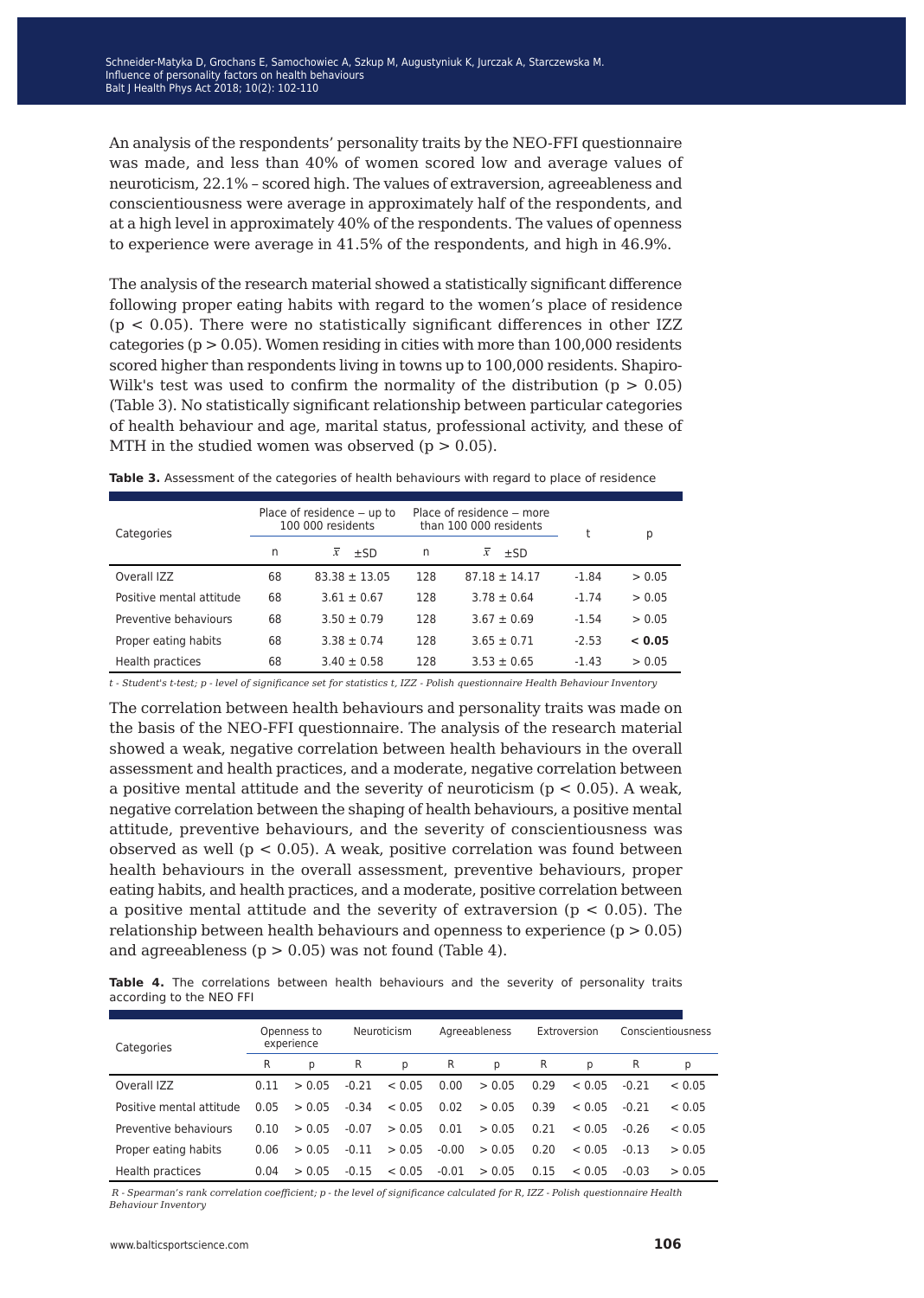An analysis of the respondents' personality traits by the NEO-FFI questionnaire was made, and less than 40% of women scored low and average values of neuroticism, 22.1% – scored high. The values of extraversion, agreeableness and conscientiousness were average in approximately half of the respondents, and at a high level in approximately 40% of the respondents. The values of openness to experience were average in 41.5% of the respondents, and high in 46.9%.

The analysis of the research material showed a statistically significant difference following proper eating habits with regard to the women's place of residence ($p < 0.05$). There were no statistically significant differences in other IZZ categories ($p > 0.05$). Women residing in cities with more than 100,000 residents scored higher than respondents living in towns up to 100,000 residents. Shapiro-Wilk's test was used to confirm the normality of the distribution ($p > 0.05$) (Table 3). No statistically significant relationship between particular categories of health behaviour and age, marital status, professional activity, and these of MTH in the studied women was observed ($p > 0.05$).

**Table 3.** Assessment of the categories of health behaviours with regard to place of residence

| Categories | Place of residence – up to 100 000 residents | | Place of residence – more than 100 000 residents | | t | p |
|---|---|---|---|---|---|---|
| | n | $\bar{x}$ ±SD | n | $\bar{x}$ ±SD | | |
| Overall IZZ | 68 | 83.38 ± 13.05 | 128 | 87.18 ± 14.17 | -1.84 | > 0.05 |
| Positive mental attitude | 68 | 3.61 ± 0.67 | 128 | 3.78 ± 0.64 | -1.74 | > 0.05 |
| Preventive behaviours | 68 | 3.50 ± 0.79 | 128 | 3.67 ± 0.69 | -1.54 | > 0.05 |
| Proper eating habits | 68 | 3.38 ± 0.74 | 128 | 3.65 ± 0.71 | -2.53 | **< 0.05** |
| Health practices | 68 | 3.40 ± 0.58 | 128 | 3.53 ± 0.65 | -1.43 | > 0.05 |

*t - Student's t-test; p - level of significance set for statistics t, IZZ - Polish questionnaire Health Behaviour Inventory*

The correlation between health behaviours and personality traits was made on the basis of the NEO-FFI questionnaire. The analysis of the research material showed a weak, negative correlation between health behaviours in the overall assessment and health practices, and a moderate, negative correlation between a positive mental attitude and the severity of neuroticism ($p < 0.05$). A weak, negative correlation between the shaping of health behaviours, a positive mental attitude, preventive behaviours, and the severity of conscientiousness was observed as well ($p < 0.05$). A weak, positive correlation was found between health behaviours in the overall assessment, preventive behaviours, proper eating habits, and health practices, and a moderate, positive correlation between a positive mental attitude and the severity of extraversion ($p < 0.05$). The relationship between health behaviours and openness to experience ($p > 0.05$) and agreeableness ($p > 0.05$) was not found (Table 4).

**Table 4.** The correlations between health behaviours and the severity of personality traits according to the NEO FFI

| Categories | Openness to experience | | Neuroticism | | Agreeableness | | Extroversion | | Conscientiousness | |
|---|---|---|---|---|---|---|---|---|---|---|
| | R | p | R | p | R | p | R | p | R | p |
| Overall IZZ | 0.11 | > 0.05 | -0.21 | < 0.05 | 0.00 | > 0.05 | 0.29 | < 0.05 | -0.21 | < 0.05 |
| Positive mental attitude | 0.05 | > 0.05 | -0.34 | < 0.05 | 0.02 | > 0.05 | 0.39 | < 0.05 | -0.21 | < 0.05 |
| Preventive behaviours | 0.10 | > 0.05 | -0.07 | > 0.05 | 0.01 | > 0.05 | 0.21 | < 0.05 | -0.26 | < 0.05 |
| Proper eating habits | 0.06 | > 0.05 | -0.11 | > 0.05 | -0.00 | > 0.05 | 0.20 | < 0.05 | -0.13 | > 0.05 |
| Health practices | 0.04 | > 0.05 | -0.15 | < 0.05 | -0.01 | > 0.05 | 0.15 | < 0.05 | -0.03 | > 0.05 |

*R - Spearman's rank correlation coefficient; p - the level of significance calculated for R, IZZ - Polish questionnaire Health Behaviour Inventory*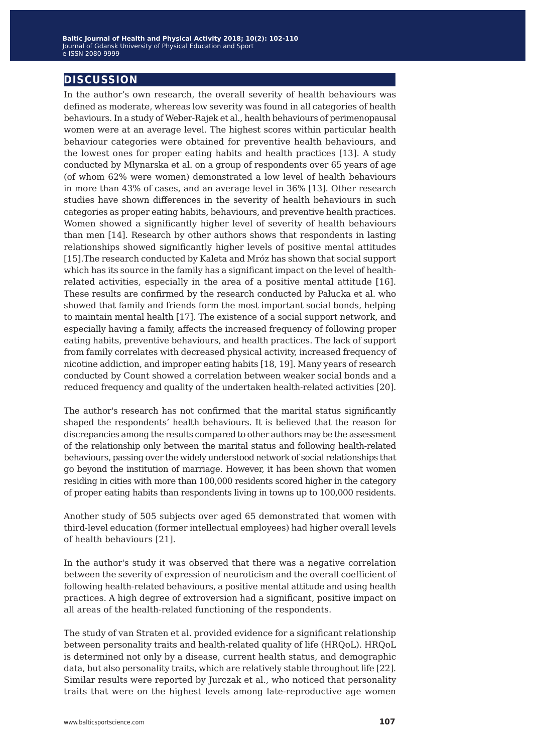## DISCUSSION

In the author's own research, the overall severity of health behaviours was defined as moderate, whereas low severity was found in all categories of health behaviours. In a study of Weber-Rajek et al., health behaviours of perimenopausal women were at an average level. The highest scores within particular health behaviour categories were obtained for preventive health behaviours, and the lowest ones for proper eating habits and health practices [13]. A study conducted by Młynarska et al. on a group of respondents over 65 years of age (of whom 62% were women) demonstrated a low level of health behaviours in more than 43% of cases, and an average level in 36% [13]. Other research studies have shown differences in the severity of health behaviours in such categories as proper eating habits, behaviours, and preventive health practices. Women showed a significantly higher level of severity of health behaviours than men [14]. Research by other authors shows that respondents in lasting relationships showed significantly higher levels of positive mental attitudes [15].The research conducted by Kaleta and Mróz has shown that social support which has its source in the family has a significant impact on the level of health-related activities, especially in the area of a positive mental attitude [16]. These results are confirmed by the research conducted by Pałucka et al. who showed that family and friends form the most important social bonds, helping to maintain mental health [17]. The existence of a social support network, and especially having a family, affects the increased frequency of following proper eating habits, preventive behaviours, and health practices. The lack of support from family correlates with decreased physical activity, increased frequency of nicotine addiction, and improper eating habits [18, 19]. Many years of research conducted by Count showed a correlation between weaker social bonds and a reduced frequency and quality of the undertaken health-related activities [20].

The author's research has not confirmed that the marital status significantly shaped the respondents' health behaviours. It is believed that the reason for discrepancies among the results compared to other authors may be the assessment of the relationship only between the marital status and following health-related behaviours, passing over the widely understood network of social relationships that go beyond the institution of marriage. However, it has been shown that women residing in cities with more than 100,000 residents scored higher in the category of proper eating habits than respondents living in towns up to 100,000 residents.

Another study of 505 subjects over aged 65 demonstrated that women with third-level education (former intellectual employees) had higher overall levels of health behaviours [21].

In the author's study it was observed that there was a negative correlation between the severity of expression of neuroticism and the overall coefficient of following health-related behaviours, a positive mental attitude and using health practices. A high degree of extroversion had a significant, positive impact on all areas of the health-related functioning of the respondents.

The study of van Straten et al. provided evidence for a significant relationship between personality traits and health-related quality of life (HRQoL). HRQoL is determined not only by a disease, current health status, and demographic data, but also personality traits, which are relatively stable throughout life [22]. Similar results were reported by Jurczak et al., who noticed that personality traits that were on the highest levels among late-reproductive age women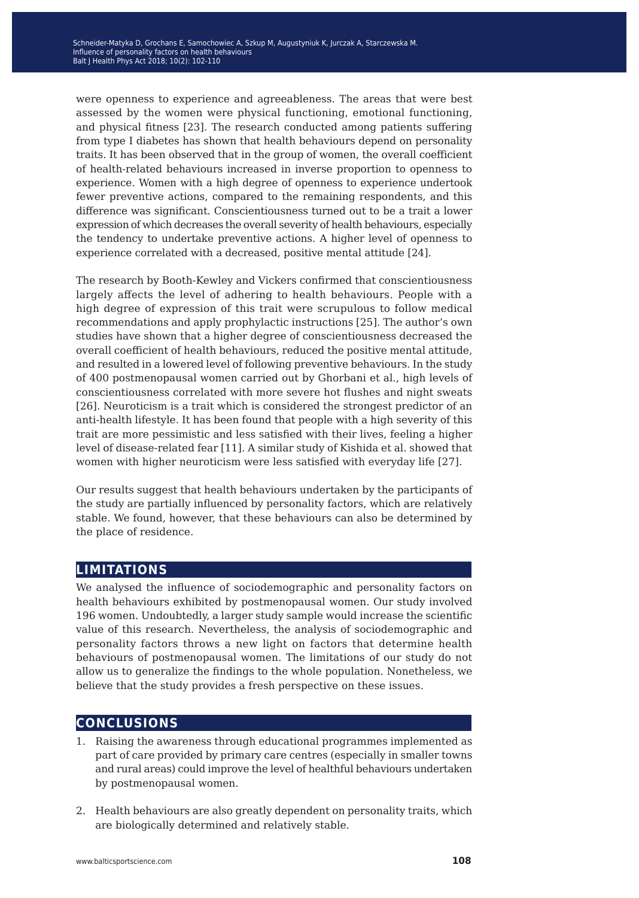were openness to experience and agreeableness. The areas that were best assessed by the women were physical functioning, emotional functioning, and physical fitness [23]. The research conducted among patients suffering from type I diabetes has shown that health behaviours depend on personality traits. It has been observed that in the group of women, the overall coefficient of health-related behaviours increased in inverse proportion to openness to experience. Women with a high degree of openness to experience undertook fewer preventive actions, compared to the remaining respondents, and this difference was significant. Conscientiousness turned out to be a trait a lower expression of which decreases the overall severity of health behaviours, especially the tendency to undertake preventive actions. A higher level of openness to experience correlated with a decreased, positive mental attitude [24].

The research by Booth-Kewley and Vickers confirmed that conscientiousness largely affects the level of adhering to health behaviours. People with a high degree of expression of this trait were scrupulous to follow medical recommendations and apply prophylactic instructions [25]. The author's own studies have shown that a higher degree of conscientiousness decreased the overall coefficient of health behaviours, reduced the positive mental attitude, and resulted in a lowered level of following preventive behaviours. In the study of 400 postmenopausal women carried out by Ghorbani et al., high levels of conscientiousness correlated with more severe hot flushes and night sweats [26]. Neuroticism is a trait which is considered the strongest predictor of an anti-health lifestyle. It has been found that people with a high severity of this trait are more pessimistic and less satisfied with their lives, feeling a higher level of disease-related fear [11]. A similar study of Kishida et al. showed that women with higher neuroticism were less satisfied with everyday life [27].

Our results suggest that health behaviours undertaken by the participants of the study are partially influenced by personality factors, which are relatively stable. We found, however, that these behaviours can also be determined by the place of residence.

## LIMITATIONS

We analysed the influence of sociodemographic and personality factors on health behaviours exhibited by postmenopausal women. Our study involved 196 women. Undoubtedly, a larger study sample would increase the scientific value of this research. Nevertheless, the analysis of sociodemographic and personality factors throws a new light on factors that determine health behaviours of postmenopausal women. The limitations of our study do not allow us to generalize the findings to the whole population. Nonetheless, we believe that the study provides a fresh perspective on these issues.

## CONCLUSIONS

1. Raising the awareness through educational programmes implemented as part of care provided by primary care centres (especially in smaller towns and rural areas) could improve the level of healthful behaviours undertaken by postmenopausal women.

2. Health behaviours are also greatly dependent on personality traits, which are biologically determined and relatively stable.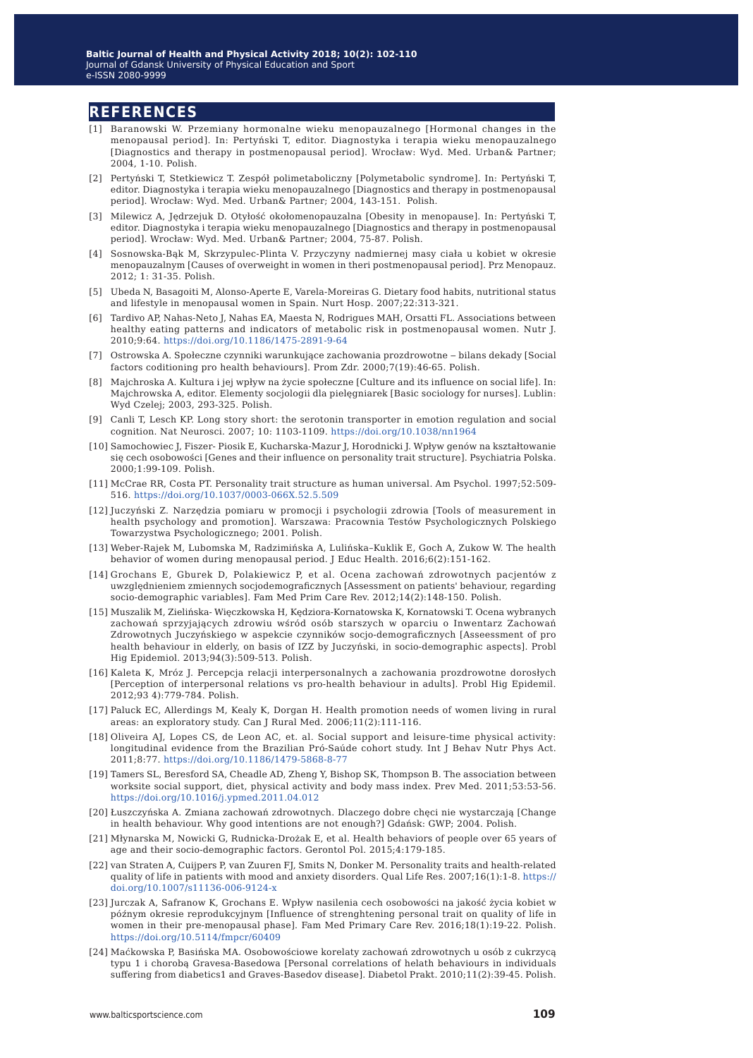## REFERENCES

[1] Baranowski W. Przemiany hormonalne wieku menopauzalnego [Hormonal changes in the menopausal period]. In: Pertyński T, editor. Diagnostyka i terapia wieku menopauzalnego [Diagnostics and therapy in postmenopausal period]. Wrocław: Wyd. Med. Urban& Partner; 2004, 1-10. Polish.

[2] Pertyński T, Stetkiewicz T. Zespół polimetaboliczny [Polymetabolic syndrome]. In: Pertyński T, editor. Diagnostyka i terapia wieku menopauzalnego [Diagnostics and therapy in postmenopausal period]. Wrocław: Wyd. Med. Urban& Partner; 2004, 143-151. Polish.

[3] Milewicz A, Jędrzejuk D. Otyłość okołomenopauzalna [Obesity in menopause]. In: Pertyński T, editor. Diagnostyka i terapia wieku menopauzalnego [Diagnostics and therapy in postmenopausal period]. Wrocław: Wyd. Med. Urban& Partner; 2004, 75-87. Polish.

[4] Sosnowska-Bąk M, Skrzypulec-Plinta V. Przyczyny nadmiernej masy ciała u kobiet w okresie menopauzalnym [Causes of overweight in women in theri postmenopausal period]. Prz Menopauz. 2012; 1: 31-35. Polish.

[5] Ubeda N, Basagoiti M, Alonso-Aperte E, Varela-Moreiras G. Dietary food habits, nutritional status and lifestyle in menopausal women in Spain. Nurt Hosp. 2007;22:313-321.

[6] Tardivo AP, Nahas-Neto J, Nahas EA, Maesta N, Rodrigues MAH, Orsatti FL. Associations between healthy eating patterns and indicators of metabolic risk in postmenopausal women. Nutr J. 2010;9:64. https://doi.org/10.1186/1475-2891-9-64

[7] Ostrowska A. Społeczne czynniki warunkujące zachowania prozdrowotne – bilans dekady [Social factors coditioning pro health behaviours]. Prom Zdr. 2000;7(19):46-65. Polish.

[8] Majchroska A. Kultura i jej wpływ na życie społeczne [Culture and its influence on social life]. In: Majchrowska A, editor. Elementy socjologii dla pielęgniarek [Basic sociology for nurses]. Lublin: Wyd Czelej; 2003, 293-325. Polish.

[9] Canli T, Lesch KP. Long story short: the serotonin transporter in emotion regulation and social cognition. Nat Neurosci. 2007; 10: 1103-1109. https://doi.org/10.1038/nn1964

[10] Samochowiec J, Fiszer- Piosik E, Kucharska-Mazur J, Horodnicki J. Wpływ genów na kształtowanie się cech osobowości [Genes and their influence on personality trait structure]. Psychiatria Polska. 2000;1:99-109. Polish.

[11] McCrae RR, Costa PT. Personality trait structure as human universal. Am Psychol. 1997;52:509-516. https://doi.org/10.1037/0003-066X.52.5.509

[12] Juczyński Z. Narzędzia pomiaru w promocji i psychologii zdrowia [Tools of measurement in health psychology and promotion]. Warszawa: Pracownia Testów Psychologicznych Polskiego Towarzystwa Psychologicznego; 2001. Polish.

[13] Weber-Rajek M, Lubomska M, Radzimińska A, Lulińska–Kuklik E, Goch A, Zukow W. The health behavior of women during menopausal period. J Educ Health. 2016;6(2):151-162.

[14] Grochans E, Gburek D, Polakiewicz P, et al. Ocena zachowań zdrowotnych pacjentów z uwzględnieniem zmiennych socjodemograficznych [Assessment on patients' behaviour, regarding socio-demographic variables]. Fam Med Prim Care Rev. 2012;14(2):148-150. Polish.

[15] Muszalik M, Zielińska- Więczkowska H, Kędziora-Kornatowska K, Kornatowski T. Ocena wybranych zachowań sprzyjających zdrowiu wśród osób starszych w oparciu o Inwentarz Zachowań Zdrowotnych Juczyńskiego w aspekcie czynników socjo-demograficznych [Asseessment of pro health behaviour in elderly, on basis of IZZ by Juczyński, in socio-demographic aspects]. Probl Hig Epidemiol. 2013;94(3):509-513. Polish.

[16] Kaleta K, Mróz J. Percepcja relacji interpersonalnych a zachowania prozdrowotne dorosłych [Perception of interpersonal relations vs pro-health behaviour in adults]. Probl Hig Epidemil. 2012;93 4):779-784. Polish.

[17] Paluck EC, Allerdings M, Kealy K, Dorgan H. Health promotion needs of women living in rural areas: an exploratory study. Can J Rural Med. 2006;11(2):111-116.

[18] Oliveira AJ, Lopes CS, de Leon AC, et. al. Social support and leisure-time physical activity: longitudinal evidence from the Brazilian Pró-Saúde cohort study. Int J Behav Nutr Phys Act. 2011;8:77. https://doi.org/10.1186/1479-5868-8-77

[19] Tamers SL, Beresford SA, Cheadle AD, Zheng Y, Bishop SK, Thompson B. The association between worksite social support, diet, physical activity and body mass index. Prev Med. 2011;53:53-56. https://doi.org/10.1016/j.ypmed.2011.04.012

[20] Łuszczyńska A. Zmiana zachowań zdrowotnych. Dlaczego dobre chęci nie wystarczają [Change in health behaviour. Why good intentions are not enough?] Gdańsk: GWP; 2004. Polish.

[21] Młynarska M, Nowicki G, Rudnicka-Drożak E, et al. Health behaviors of people over 65 years of age and their socio-demographic factors. Gerontol Pol. 2015;4:179-185.

[22] van Straten A, Cuijpers P, van Zuuren FJ, Smits N, Donker M. Personality traits and health-related quality of life in patients with mood and anxiety disorders. Qual Life Res. 2007;16(1):1-8. https://doi.org/10.1007/s11136-006-9124-x

[23] Jurczak A, Safranow K, Grochans E. Wpływ nasilenia cech osobowości na jakość życia kobiet w późnym okresie reprodukcyjnym [Influence of strenghtening personal trait on quality of life in women in their pre-menopausal phase]. Fam Med Primary Care Rev. 2016;18(1):19-22. Polish. https://doi.org/10.5114/fmpcr/60409

[24] Maćkowska P, Basińska MA. Osobowościowe korelaty zachowań zdrowotnych u osób z cukrzycą typu 1 i chorobą Gravesa-Basedowa [Personal correlations of helath behaviours in individuals suffering from diabetics1 and Graves-Basedov disease]. Diabetol Prakt. 2010;11(2):39-45. Polish.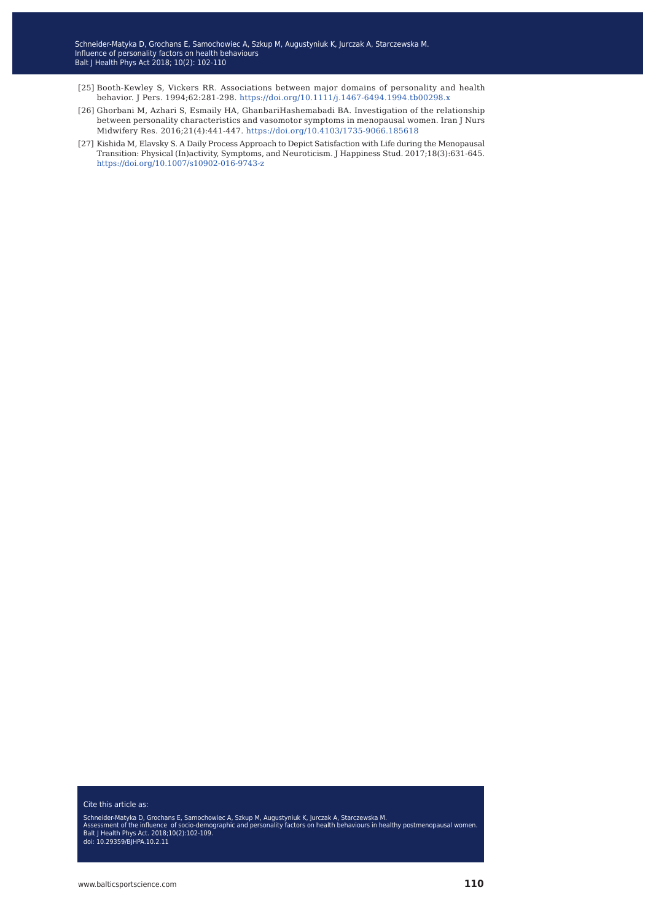[25] Booth-Kewley S, Vickers RR. Associations between major domains of personality and health behavior. J Pers. 1994;62:281-298. https://doi.org/10.1111/j.1467-6494.1994.tb00298.x

[26] Ghorbani M, Azhari S, Esmaily HA, GhanbariHashemabadi BA. Investigation of the relationship between personality characteristics and vasomotor symptoms in menopausal women. Iran J Nurs Midwifery Res. 2016;21(4):441-447. https://doi.org/10.4103/1735-9066.185618

[27] Kishida M, Elavsky S. A Daily Process Approach to Depict Satisfaction with Life during the Menopausal Transition: Physical (In)activity, Symptoms, and Neuroticism. J Happiness Stud. 2017;18(3):631-645. https://doi.org/10.1007/s10902-016-9743-z

Cite this article as:

Schneider-Matyka D, Grochans E, Samochowiec A, Szkup M, Augustyniuk K, Jurczak A, Starczewska M.
Assessment of the influence of socio-demographic and personality factors on health behaviours in healthy postmenopausal women.
Balt J Health Phys Act. 2018;10(2):102-109.
doi: 10.29359/BJHPA.10.2.11

www.balticsportscience.com